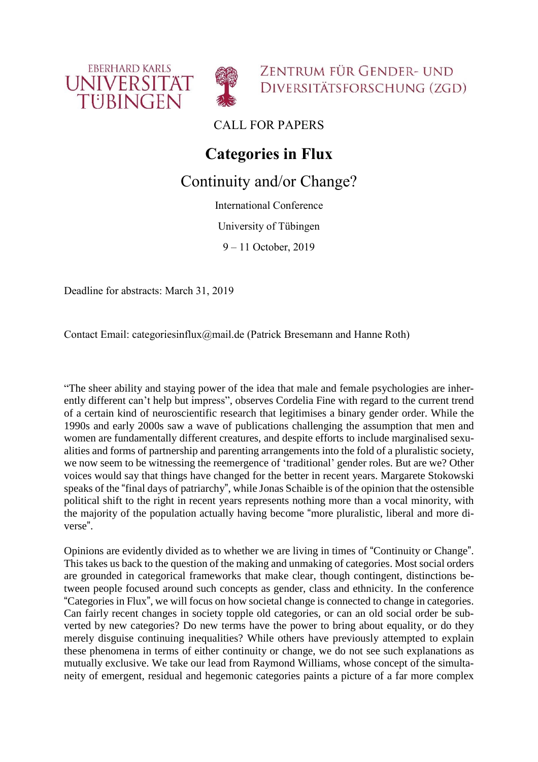EBERHARD KARLS UNIVERSITÄT TÜBINGEN

ZENTRUM FÜR GENDER- UND DIVERSITÄTSFORSCHUNG (ZGD)

CALL FOR PAPERS

# Categories in Flux

## Continuity and/or Change?

International Conference

University of Tübingen

9 – 11 October, 2019

Deadline for abstracts: March 31, 2019

Contact Email: categoriesinflux@mail.de (Patrick Bresemann and Hanne Roth)

"The sheer ability and staying power of the idea that male and female psychologies are inherently different can't help but impress", observes Cordelia Fine with regard to the current trend of a certain kind of neuroscientific research that legitimises a binary gender order. While the 1990s and early 2000s saw a wave of publications challenging the assumption that men and women are fundamentally different creatures, and despite efforts to include marginalised sexualities and forms of partnership and parenting arrangements into the fold of a pluralistic society, we now seem to be witnessing the reemergence of 'traditional' gender roles. But are we? Other voices would say that things have changed for the better in recent years. Margarete Stokowski speaks of the "final days of patriarchy", while Jonas Schaible is of the opinion that the ostensible political shift to the right in recent years represents nothing more than a vocal minority, with the majority of the population actually having become "more pluralistic, liberal and more diverse".

Opinions are evidently divided as to whether we are living in times of "Continuity or Change". This takes us back to the question of the making and unmaking of categories. Most social orders are grounded in categorical frameworks that make clear, though contingent, distinctions between people focused around such concepts as gender, class and ethnicity. In the conference "Categories in Flux", we will focus on how societal change is connected to change in categories. Can fairly recent changes in society topple old categories, or can an old social order be subverted by new categories? Do new terms have the power to bring about equality, or do they merely disguise continuing inequalities? While others have previously attempted to explain these phenomena in terms of either continuity or change, we do not see such explanations as mutually exclusive. We take our lead from Raymond Williams, whose concept of the simultaneity of emergent, residual and hegemonic categories paints a picture of a far more complex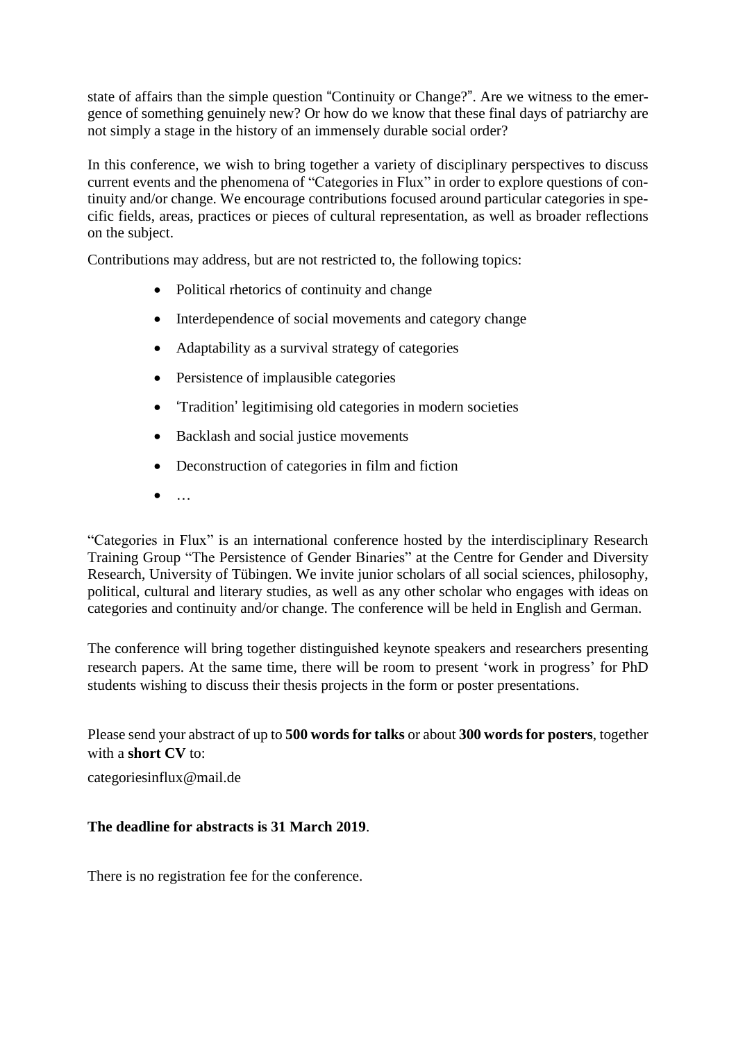state of affairs than the simple question "Continuity or Change?". Are we witness to the emergence of something genuinely new? Or how do we know that these final days of patriarchy are not simply a stage in the history of an immensely durable social order?

In this conference, we wish to bring together a variety of disciplinary perspectives to discuss current events and the phenomena of "Categories in Flux" in order to explore questions of continuity and/or change. We encourage contributions focused around particular categories in specific fields, areas, practices or pieces of cultural representation, as well as broader reflections on the subject.

Contributions may address, but are not restricted to, the following topics:

- Political rhetorics of continuity and change
- Interdependence of social movements and category change
- Adaptability as a survival strategy of categories
- Persistence of implausible categories
- 'Tradition' legitimising old categories in modern societies
- Backlash and social justice movements
- Deconstruction of categories in film and fiction
- …

"Categories in Flux" is an international conference hosted by the interdisciplinary Research Training Group "The Persistence of Gender Binaries" at the Centre for Gender and Diversity Research, University of Tübingen. We invite junior scholars of all social sciences, philosophy, political, cultural and literary studies, as well as any other scholar who engages with ideas on categories and continuity and/or change. The conference will be held in English and German.

The conference will bring together distinguished keynote speakers and researchers presenting research papers. At the same time, there will be room to present 'work in progress' for PhD students wishing to discuss their thesis projects in the form or poster presentations.

Please send your abstract of up to **500 words for talks** or about **300 words for posters**, together with a **short CV** to:

categoriesinflux@mail.de

**The deadline for abstracts is 31 March 2019**.

There is no registration fee for the conference.